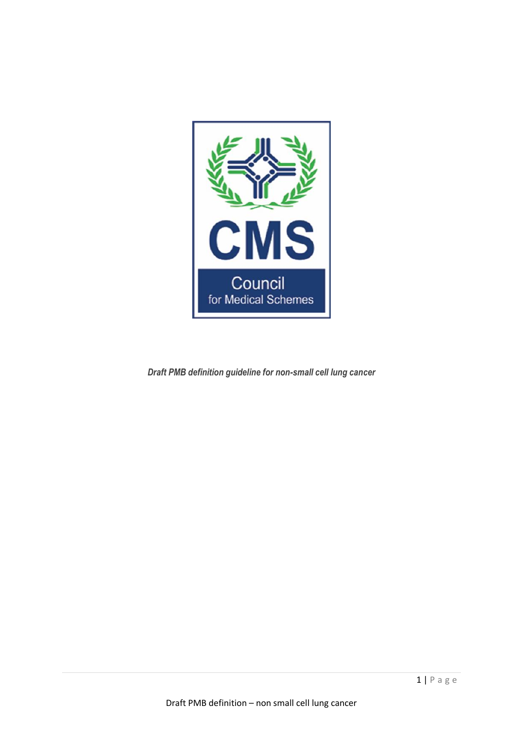CMS

Council
for Medical Schemes

***Draft PMB definition guideline for non-small cell lung cancer***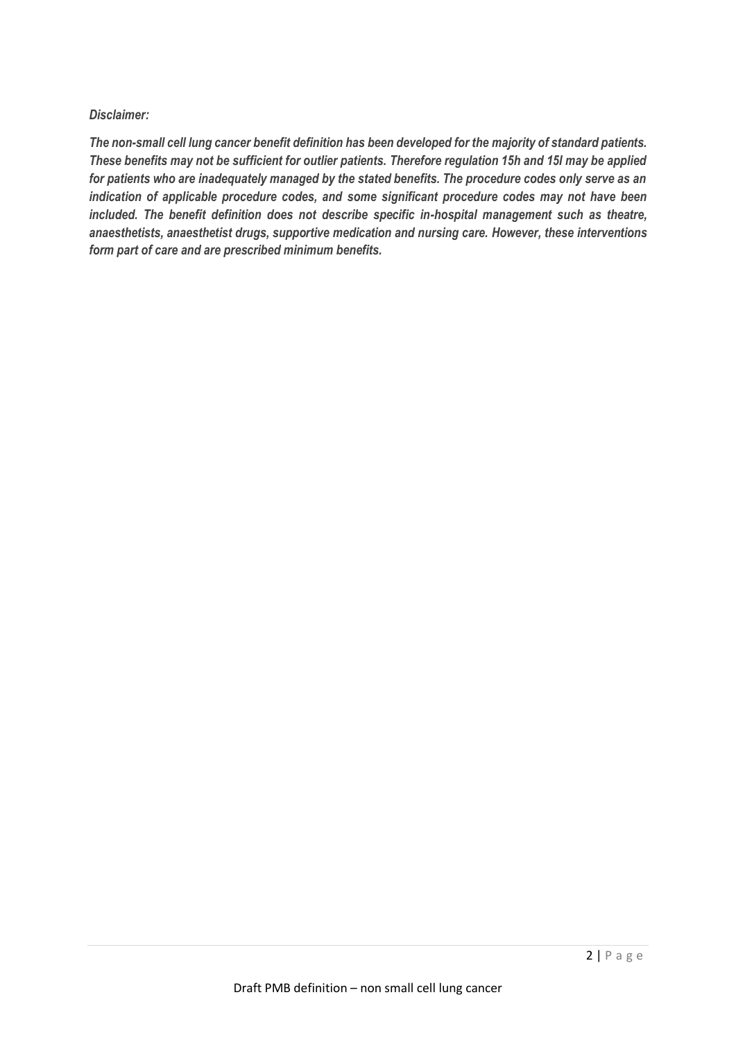***Disclaimer:***

***The non-small cell lung cancer benefit definition has been developed for the majority of standard patients. These benefits may not be sufficient for outlier patients. Therefore regulation 15h and 15I may be applied for patients who are inadequately managed by the stated benefits. The procedure codes only serve as an indication of applicable procedure codes, and some significant procedure codes may not have been included. The benefit definition does not describe specific in-hospital management such as theatre, anaesthetists, anaesthetist drugs, supportive medication and nursing care. However, these interventions form part of care and are prescribed minimum benefits.***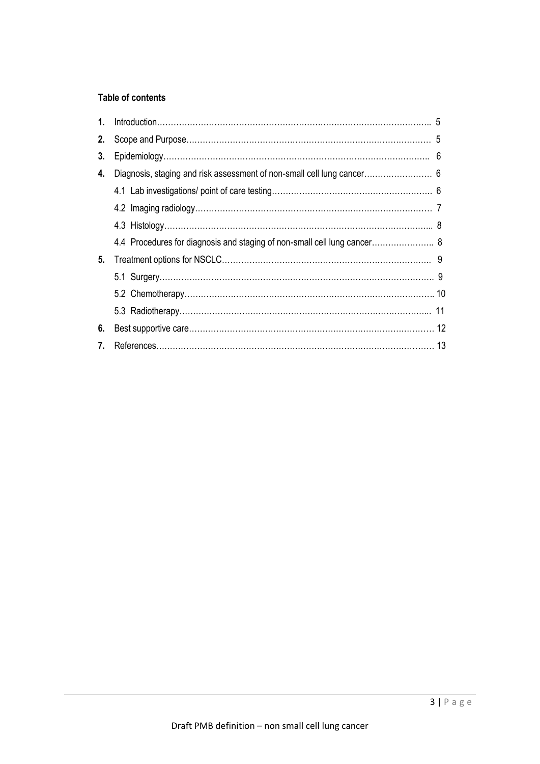**Table of contents**

| | | |
|---|---|---|
| **1.** | Introduction | 5 |
| **2.** | Scope and Purpose | 5 |
| **3.** | Epidemiology | 6 |
| **4.** | Diagnosis, staging and risk assessment of non-small cell lung cancer | 6 |
| | 4.1 Lab investigations/ point of care testing | 6 |
| | 4.2 Imaging radiology | 7 |
| | 4.3 Histology | 8 |
| | 4.4 Procedures for diagnosis and staging of non-small cell lung cancer | 8 |
| **5.** | Treatment options for NSCLC | 9 |
| | 5.1 Surgery | 9 |
| | 5.2 Chemotherapy | 10 |
| | 5.3 Radiotherapy | 11 |
| **6.** | Best supportive care | 12 |
| **7.** | References | 13 |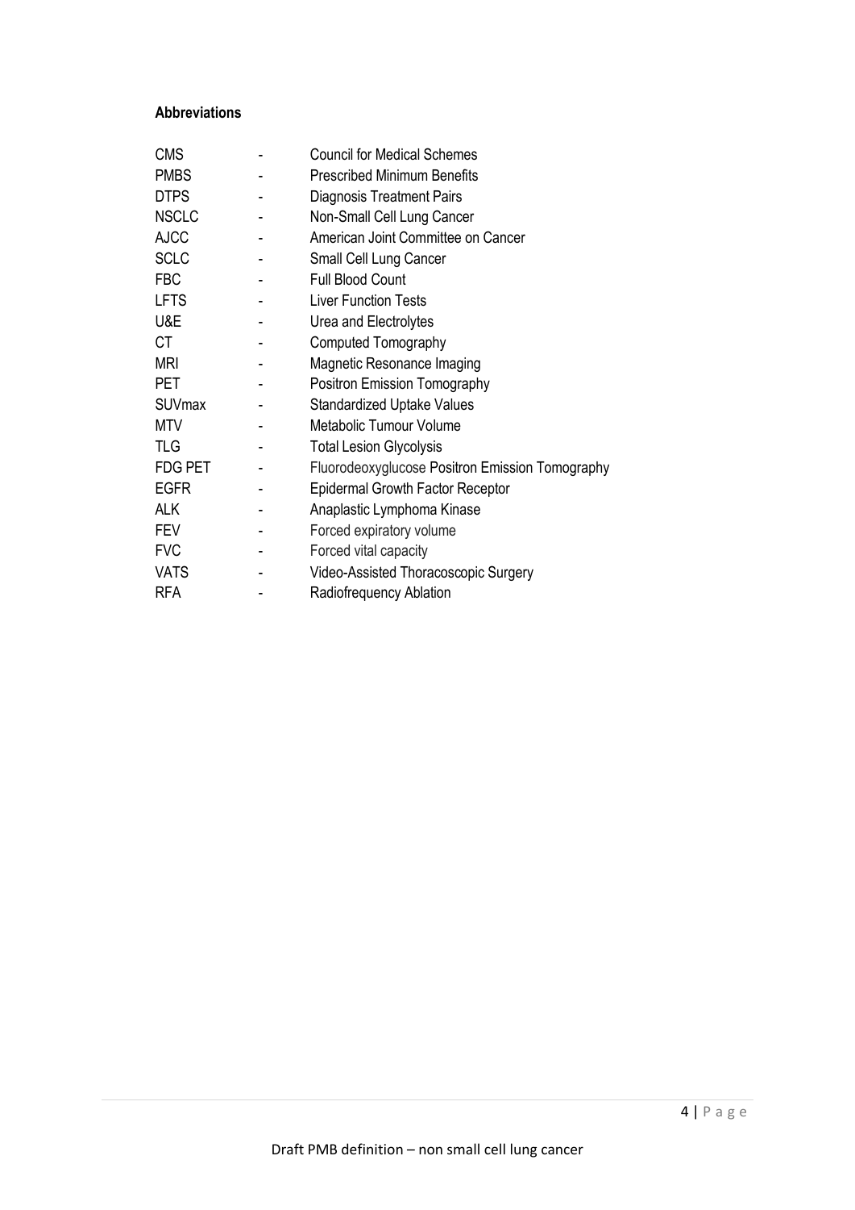**Abbreviations**

| | | |
|---|---|---|
| CMS | - | Council for Medical Schemes |
| PMBS | - | Prescribed Minimum Benefits |
| DTPS | - | Diagnosis Treatment Pairs |
| NSCLC | - | Non-Small Cell Lung Cancer |
| AJCC | - | American Joint Committee on Cancer |
| SCLC | - | Small Cell Lung Cancer |
| FBC | - | Full Blood Count |
| LFTS | - | Liver Function Tests |
| U&E | - | Urea and Electrolytes |
| CT | - | Computed Tomography |
| MRI | - | Magnetic Resonance Imaging |
| PET | - | Positron Emission Tomography |
| SUVmax | - | Standardized Uptake Values |
| MTV | - | Metabolic Tumour Volume |
| TLG | - | Total Lesion Glycolysis |
| FDG PET | - | Fluorodeoxyglucose Positron Emission Tomography |
| EGFR | - | Epidermal Growth Factor Receptor |
| ALK | - | Anaplastic Lymphoma Kinase |
| FEV | - | Forced expiratory volume |
| FVC | - | Forced vital capacity |
| VATS | - | Video-Assisted Thoracoscopic Surgery |
| RFA | - | Radiofrequency Ablation |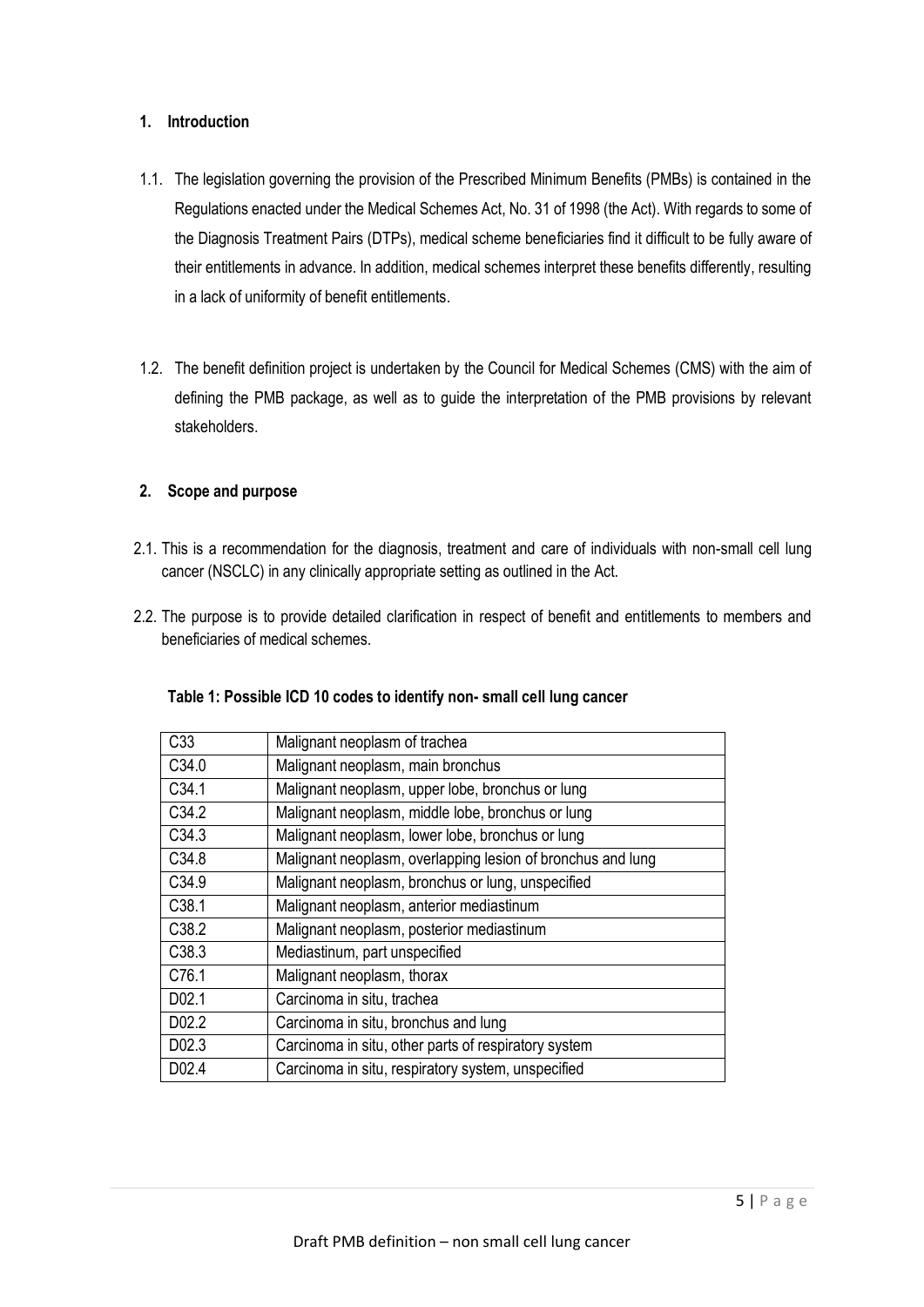## 1. Introduction

1.1. The legislation governing the provision of the Prescribed Minimum Benefits (PMBs) is contained in the Regulations enacted under the Medical Schemes Act, No. 31 of 1998 (the Act). With regards to some of the Diagnosis Treatment Pairs (DTPs), medical scheme beneficiaries find it difficult to be fully aware of their entitlements in advance. In addition, medical schemes interpret these benefits differently, resulting in a lack of uniformity of benefit entitlements.

1.2. The benefit definition project is undertaken by the Council for Medical Schemes (CMS) with the aim of defining the PMB package, as well as to guide the interpretation of the PMB provisions by relevant stakeholders.

## 2. Scope and purpose

2.1. This is a recommendation for the diagnosis, treatment and care of individuals with non-small cell lung cancer (NSCLC) in any clinically appropriate setting as outlined in the Act.

2.2. The purpose is to provide detailed clarification in respect of benefit and entitlements to members and beneficiaries of medical schemes.

**Table 1: Possible ICD 10 codes to identify non- small cell lung cancer**

| Code | Description |
|---|---|
| C33 | Malignant neoplasm of trachea |
| C34.0 | Malignant neoplasm, main bronchus |
| C34.1 | Malignant neoplasm, upper lobe, bronchus or lung |
| C34.2 | Malignant neoplasm, middle lobe, bronchus or lung |
| C34.3 | Malignant neoplasm, lower lobe, bronchus or lung |
| C34.8 | Malignant neoplasm, overlapping lesion of bronchus and lung |
| C34.9 | Malignant neoplasm, bronchus or lung, unspecified |
| C38.1 | Malignant neoplasm, anterior mediastinum |
| C38.2 | Malignant neoplasm, posterior mediastinum |
| C38.3 | Mediastinum, part unspecified |
| C76.1 | Malignant neoplasm, thorax |
| D02.1 | Carcinoma in situ, trachea |
| D02.2 | Carcinoma in situ, bronchus and lung |
| D02.3 | Carcinoma in situ, other parts of respiratory system |
| D02.4 | Carcinoma in situ, respiratory system, unspecified |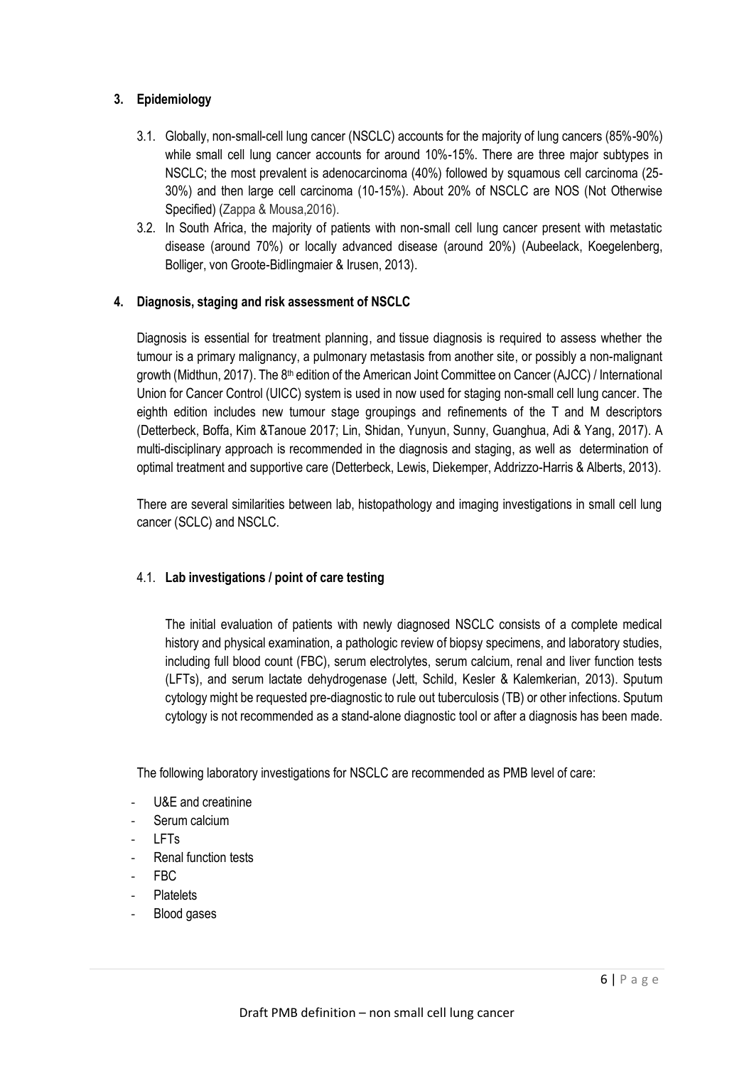## 3. Epidemiology

3.1. Globally, non-small-cell lung cancer (NSCLC) accounts for the majority of lung cancers (85%-90%) while small cell lung cancer accounts for around 10%-15%. There are three major subtypes in NSCLC; the most prevalent is adenocarcinoma (40%) followed by squamous cell carcinoma (25-30%) and then large cell carcinoma (10-15%). About 20% of NSCLC are NOS (Not Otherwise Specified) (Zappa & Mousa,2016).

3.2. In South Africa, the majority of patients with non-small cell lung cancer present with metastatic disease (around 70%) or locally advanced disease (around 20%) (Aubeelack, Koegelenberg, Bolliger, von Groote-Bidlingmaier & Irusen, 2013).

## 4. Diagnosis, staging and risk assessment of NSCLC

Diagnosis is essential for treatment planning, and tissue diagnosis is required to assess whether the tumour is a primary malignancy, a pulmonary metastasis from another site, or possibly a non-malignant growth (Midthun, 2017). The 8th edition of the American Joint Committee on Cancer (AJCC) / International Union for Cancer Control (UICC) system is used in now used for staging non-small cell lung cancer. The eighth edition includes new tumour stage groupings and refinements of the T and M descriptors (Detterbeck, Boffa, Kim &Tanoue 2017; Lin, Shidan, Yunyun, Sunny, Guanghua, Adi & Yang, 2017). A multi-disciplinary approach is recommended in the diagnosis and staging, as well as determination of optimal treatment and supportive care (Detterbeck, Lewis, Diekemper, Addrizzo-Harris & Alberts, 2013).

There are several similarities between lab, histopathology and imaging investigations in small cell lung cancer (SCLC) and NSCLC.

### 4.1. Lab investigations / point of care testing

The initial evaluation of patients with newly diagnosed NSCLC consists of a complete medical history and physical examination, a pathologic review of biopsy specimens, and laboratory studies, including full blood count (FBC), serum electrolytes, serum calcium, renal and liver function tests (LFTs), and serum lactate dehydrogenase (Jett, Schild, Kesler & Kalemkerian, 2013). Sputum cytology might be requested pre-diagnostic to rule out tuberculosis (TB) or other infections. Sputum cytology is not recommended as a stand-alone diagnostic tool or after a diagnosis has been made.

The following laboratory investigations for NSCLC are recommended as PMB level of care:

- U&E and creatinine
- Serum calcium
- LFTs
- Renal function tests
- FBC
- Platelets
- Blood gases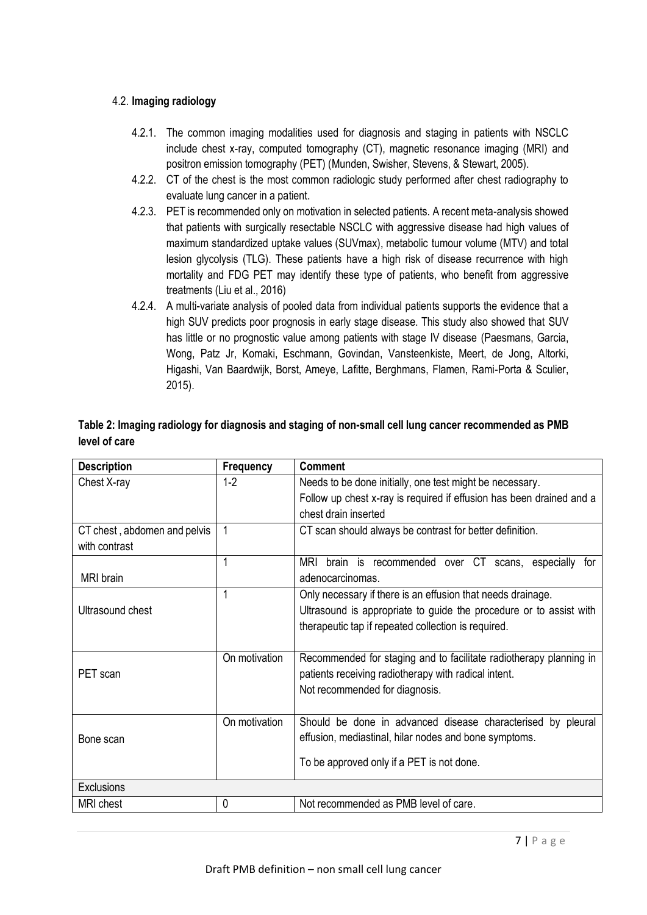### 4.2. **Imaging radiology**

4.2.1. The common imaging modalities used for diagnosis and staging in patients with NSCLC include chest x-ray, computed tomography (CT), magnetic resonance imaging (MRI) and positron emission tomography (PET) (Munden, Swisher, Stevens, & Stewart, 2005).

4.2.2. CT of the chest is the most common radiologic study performed after chest radiography to evaluate lung cancer in a patient.

4.2.3. PET is recommended only on motivation in selected patients. A recent meta-analysis showed that patients with surgically resectable NSCLC with aggressive disease had high values of maximum standardized uptake values (SUVmax), metabolic tumour volume (MTV) and total lesion glycolysis (TLG). These patients have a high risk of disease recurrence with high mortality and FDG PET may identify these type of patients, who benefit from aggressive treatments (Liu et al., 2016)

4.2.4. A multi-variate analysis of pooled data from individual patients supports the evidence that a high SUV predicts poor prognosis in early stage disease. This study also showed that SUV has little or no prognostic value among patients with stage IV disease (Paesmans, Garcia, Wong, Patz Jr, Komaki, Eschmann, Govindan, Vansteenkiste, Meert, de Jong, Altorki, Higashi, Van Baardwijk, Borst, Ameye, Lafitte, Berghmans, Flamen, Rami-Porta & Sculier, 2015).

**Table 2: Imaging radiology for diagnosis and staging of non-small cell lung cancer recommended as PMB level of care**

| Description | Frequency | Comment |
|---|---|---|
| Chest X-ray | 1-2 | Needs to be done initially, one test might be necessary.<br>Follow up chest x-ray is required if effusion has been drained and a chest drain inserted |
| CT chest , abdomen and pelvis with contrast | 1 | CT scan should always be contrast for better definition. |
| MRI brain | 1 | MRI brain is recommended over CT scans, especially for adenocarcinomas. |
| Ultrasound chest | 1 | Only necessary if there is an effusion that needs drainage.<br>Ultrasound is appropriate to guide the procedure or to assist with therapeutic tap if repeated collection is required. |
| PET scan | On motivation | Recommended for staging and to facilitate radiotherapy planning in patients receiving radiotherapy with radical intent.<br>Not recommended for diagnosis. |
| Bone scan | On motivation | Should be done in advanced disease characterised by pleural effusion, mediastinal, hilar nodes and bone symptoms.<br>To be approved only if a PET is not done. |
| Exclusions | | |
| MRI chest | 0 | Not recommended as PMB level of care. |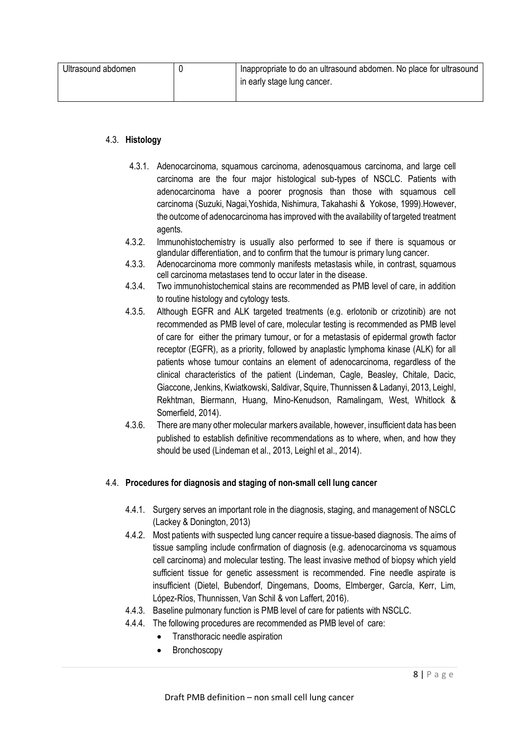| Ultrasound abdomen | 0 | Inappropriate to do an ultrasound abdomen. No place for ultrasound in early stage lung cancer. |
| --- | --- | --- |

### 4.3. **Histology**

4.3.1. Adenocarcinoma, squamous carcinoma, adenosquamous carcinoma, and large cell carcinoma are the four major histological sub-types of NSCLC. Patients with adenocarcinoma have a poorer prognosis than those with squamous cell carcinoma (Suzuki, Nagai,Yoshida, Nishimura, Takahashi & Yokose, 1999).However, the outcome of adenocarcinoma has improved with the availability of targeted treatment agents.

4.3.2. Immunohistochemistry is usually also performed to see if there is squamous or glandular differentiation, and to confirm that the tumour is primary lung cancer.

4.3.3. Adenocarcinoma more commonly manifests metastasis while, in contrast, squamous cell carcinoma metastases tend to occur later in the disease.

4.3.4. Two immunohistochemical stains are recommended as PMB level of care, in addition to routine histology and cytology tests.

4.3.5. Although EGFR and ALK targeted treatments (e.g. erlotonib or crizotinib) are not recommended as PMB level of care, molecular testing is recommended as PMB level of care for either the primary tumour, or for a metastasis of epidermal growth factor receptor (EGFR), as a priority, followed by anaplastic lymphoma kinase (ALK) for all patients whose tumour contains an element of adenocarcinoma, regardless of the clinical characteristics of the patient (Lindeman, Cagle, Beasley, Chitale, Dacic, Giaccone, Jenkins, Kwiatkowski, Saldivar, Squire, Thunnissen & Ladanyi, 2013, Leighl, Rekhtman, Biermann, Huang, Mino-Kenudson, Ramalingam, West, Whitlock & Somerfield, 2014).

4.3.6. There are many other molecular markers available, however, insufficient data has been published to establish definitive recommendations as to where, when, and how they should be used (Lindeman et al., 2013, Leighl et al., 2014).

### 4.4. **Procedures for diagnosis and staging of non-small cell lung cancer**

4.4.1. Surgery serves an important role in the diagnosis, staging, and management of NSCLC (Lackey & Donington, 2013)

4.4.2. Most patients with suspected lung cancer require a tissue-based diagnosis. The aims of tissue sampling include confirmation of diagnosis (e.g. adenocarcinoma vs squamous cell carcinoma) and molecular testing. The least invasive method of biopsy which yield sufficient tissue for genetic assessment is recommended. Fine needle aspirate is insufficient (Dietel, Bubendorf, Dingemans, Dooms, Elmberger, García, Kerr, Lim, López-Ríos, Thunnissen, Van Schil & von Laffert, 2016).

4.4.3. Baseline pulmonary function is PMB level of care for patients with NSCLC.

4.4.4. The following procedures are recommended as PMB level of care:

- Transthoracic needle aspiration
- Bronchoscopy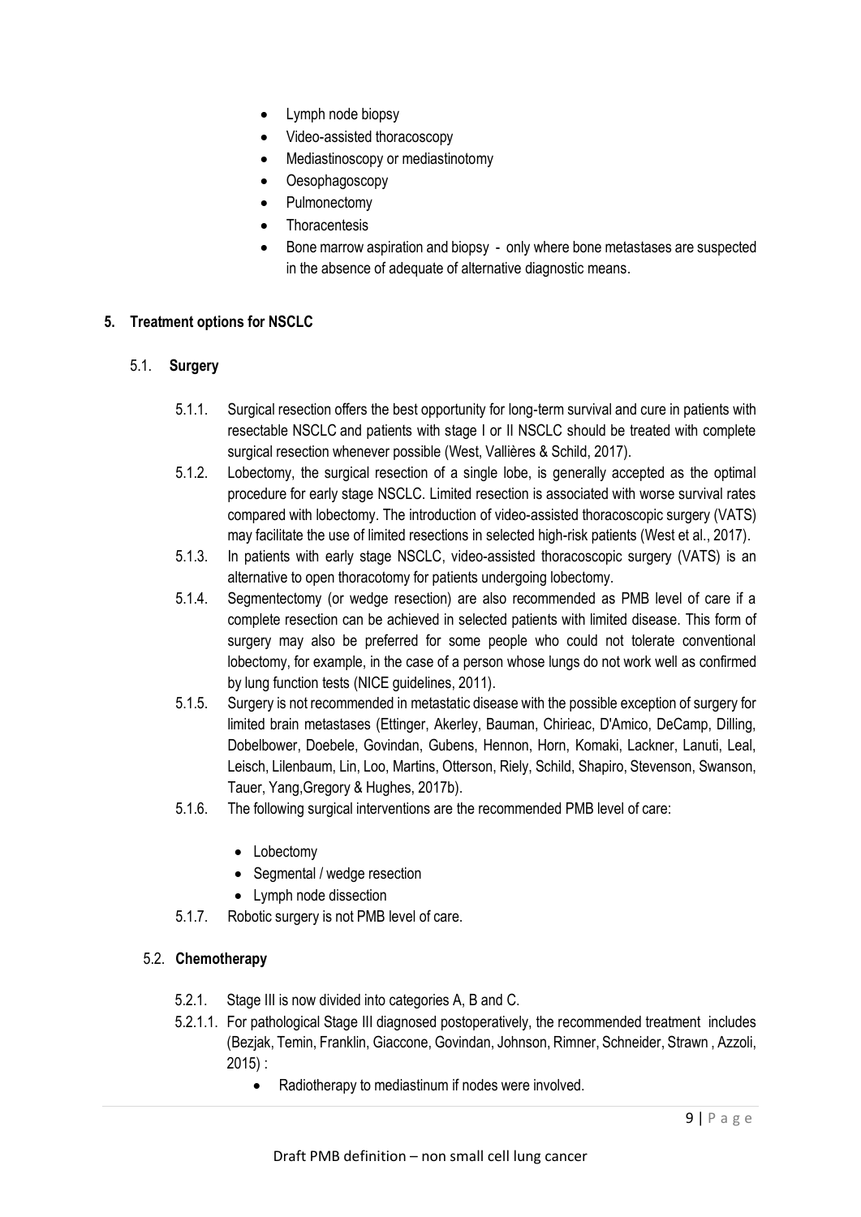- Lymph node biopsy
- Video-assisted thoracoscopy
- Mediastinoscopy or mediastinotomy
- Oesophagoscopy
- Pulmonectomy
- Thoracentesis
- Bone marrow aspiration and biopsy - only where bone metastases are suspected in the absence of adequate of alternative diagnostic means.

## 5. Treatment options for NSCLC

### 5.1. Surgery

5.1.1. Surgical resection offers the best opportunity for long-term survival and cure in patients with resectable NSCLC and patients with stage I or II NSCLC should be treated with complete surgical resection whenever possible (West, Vallières & Schild, 2017).

5.1.2. Lobectomy, the surgical resection of a single lobe, is generally accepted as the optimal procedure for early stage NSCLC. Limited resection is associated with worse survival rates compared with lobectomy. The introduction of video-assisted thoracoscopic surgery (VATS) may facilitate the use of limited resections in selected high-risk patients (West et al., 2017).

5.1.3. In patients with early stage NSCLC, video-assisted thoracoscopic surgery (VATS) is an alternative to open thoracotomy for patients undergoing lobectomy.

5.1.4. Segmentectomy (or wedge resection) are also recommended as PMB level of care if a complete resection can be achieved in selected patients with limited disease. This form of surgery may also be preferred for some people who could not tolerate conventional lobectomy, for example, in the case of a person whose lungs do not work well as confirmed by lung function tests (NICE guidelines, 2011).

5.1.5. Surgery is not recommended in metastatic disease with the possible exception of surgery for limited brain metastases (Ettinger, Akerley, Bauman, Chirieac, D'Amico, DeCamp, Dilling, Dobelbower, Doebele, Govindan, Gubens, Hennon, Horn, Komaki, Lackner, Lanuti, Leal, Leisch, Lilenbaum, Lin, Loo, Martins, Otterson, Riely, Schild, Shapiro, Stevenson, Swanson, Tauer, Yang,Gregory & Hughes, 2017b).

5.1.6. The following surgical interventions are the recommended PMB level of care:

- Lobectomy
- Segmental / wedge resection
- Lymph node dissection

5.1.7. Robotic surgery is not PMB level of care.

### 5.2. Chemotherapy

5.2.1. Stage III is now divided into categories A, B and C.

5.2.1.1. For pathological Stage III diagnosed postoperatively, the recommended treatment includes (Bezjak, Temin, Franklin, Giaccone, Govindan, Johnson, Rimner, Schneider, Strawn , Azzoli, 2015) :

- Radiotherapy to mediastinum if nodes were involved.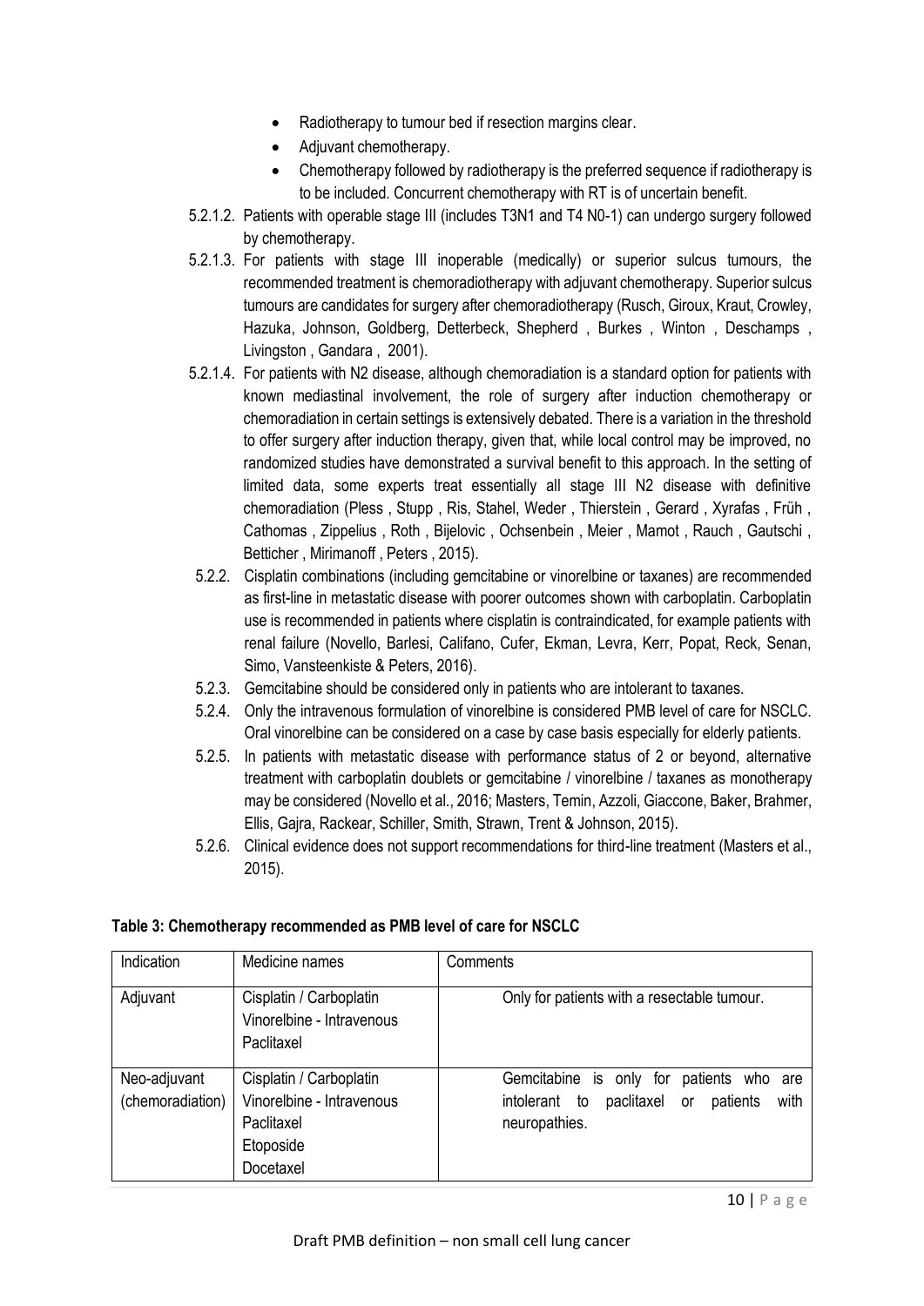- Radiotherapy to tumour bed if resection margins clear.
- Adjuvant chemotherapy.
- Chemotherapy followed by radiotherapy is the preferred sequence if radiotherapy is to be included. Concurrent chemotherapy with RT is of uncertain benefit.

5.2.1.2. Patients with operable stage III (includes T3N1 and T4 N0-1) can undergo surgery followed by chemotherapy.

5.2.1.3. For patients with stage III inoperable (medically) or superior sulcus tumours, the recommended treatment is chemoradiotherapy with adjuvant chemotherapy. Superior sulcus tumours are candidates for surgery after chemoradiotherapy (Rusch, Giroux, Kraut, Crowley, Hazuka, Johnson, Goldberg, Detterbeck, Shepherd , Burkes , Winton , Deschamps , Livingston , Gandara , 2001).

5.2.1.4. For patients with N2 disease, although chemoradiation is a standard option for patients with known mediastinal involvement, the role of surgery after induction chemotherapy or chemoradiation in certain settings is extensively debated. There is a variation in the threshold to offer surgery after induction therapy, given that, while local control may be improved, no randomized studies have demonstrated a survival benefit to this approach. In the setting of limited data, some experts treat essentially all stage III N2 disease with definitive chemoradiation (Pless , Stupp , Ris, Stahel, Weder , Thierstein , Gerard , Xyrafas , Früh , Cathomas , Zippelius , Roth , Bijelovic , Ochsenbein , Meier , Mamot , Rauch , Gautschi , Betticher , Mirimanoff , Peters , 2015).

5.2.2. Cisplatin combinations (including gemcitabine or vinorelbine or taxanes) are recommended as first-line in metastatic disease with poorer outcomes shown with carboplatin. Carboplatin use is recommended in patients where cisplatin is contraindicated, for example patients with renal failure (Novello, Barlesi, Califano, Cufer, Ekman, Levra, Kerr, Popat, Reck, Senan, Simo, Vansteenkiste & Peters, 2016).

5.2.3. Gemcitabine should be considered only in patients who are intolerant to taxanes.

5.2.4. Only the intravenous formulation of vinorelbine is considered PMB level of care for NSCLC. Oral vinorelbine can be considered on a case by case basis especially for elderly patients.

5.2.5. In patients with metastatic disease with performance status of 2 or beyond, alternative treatment with carboplatin doublets or gemcitabine / vinorelbine / taxanes as monotherapy may be considered (Novello et al., 2016; Masters, Temin, Azzoli, Giaccone, Baker, Brahmer, Ellis, Gajra, Rackear, Schiller, Smith, Strawn, Trent & Johnson, 2015).

5.2.6. Clinical evidence does not support recommendations for third-line treatment (Masters et al., 2015).

**Table 3: Chemotherapy recommended as PMB level of care for NSCLC**

| Indication | Medicine names | Comments |
|---|---|---|
| Adjuvant | Cisplatin / Carboplatin<br>Vinorelbine - Intravenous<br>Paclitaxel | Only for patients with a resectable tumour. |
| Neo-adjuvant (chemoradiation) | Cisplatin / Carboplatin<br>Vinorelbine - Intravenous<br>Paclitaxel<br>Etoposide<br>Docetaxel | Gemcitabine is only for patients who are intolerant to paclitaxel or patients with neuropathies. |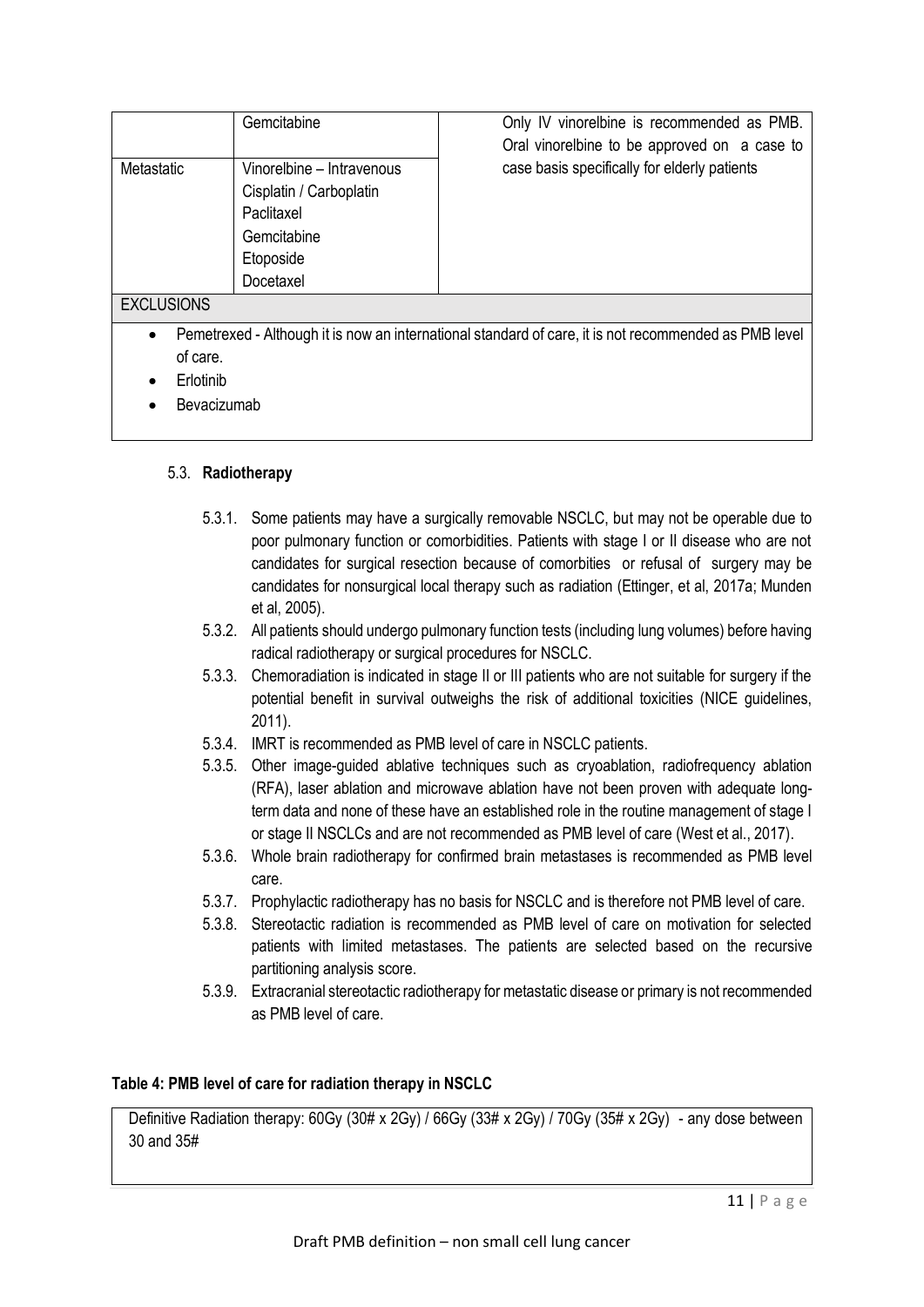|  | Gemcitabine | Only IV vinorelbine is recommended as PMB. Oral vinorelbine to be approved on a case to case basis specifically for elderly patients |
|---|---|---|
| Metastatic | Vinorelbine – Intravenous<br>Cisplatin / Carboplatin<br>Paclitaxel<br>Gemcitabine<br>Etoposide<br>Docetaxel |  |
| EXCLUSIONS |  |  |
| • Pemetrexed - Although it is now an international standard of care, it is not recommended as PMB level of care.<br>• Erlotinib<br>• Bevacizumab |  |  |

### 5.3. Radiotherapy

5.3.1. Some patients may have a surgically removable NSCLC, but may not be operable due to poor pulmonary function or comorbidities. Patients with stage I or II disease who are not candidates for surgical resection because of comorbidities or refusal of surgery may be candidates for nonsurgical local therapy such as radiation (Ettinger, et al, 2017a; Munden et al, 2005).

5.3.2. All patients should undergo pulmonary function tests (including lung volumes) before having radical radiotherapy or surgical procedures for NSCLC.

5.3.3. Chemoradiation is indicated in stage II or III patients who are not suitable for surgery if the potential benefit in survival outweighs the risk of additional toxicities (NICE guidelines, 2011).

5.3.4. IMRT is recommended as PMB level of care in NSCLC patients.

5.3.5. Other image-guided ablative techniques such as cryoablation, radiofrequency ablation (RFA), laser ablation and microwave ablation have not been proven with adequate long-term data and none of these have an established role in the routine management of stage I or stage II NSCLCs and are not recommended as PMB level of care (West et al., 2017).

5.3.6. Whole brain radiotherapy for confirmed brain metastases is recommended as PMB level care.

5.3.7. Prophylactic radiotherapy has no basis for NSCLC and is therefore not PMB level of care.

5.3.8. Stereotactic radiation is recommended as PMB level of care on motivation for selected patients with limited metastases. The patients are selected based on the recursive partitioning analysis score.

5.3.9. Extracranial stereotactic radiotherapy for metastatic disease or primary is not recommended as PMB level of care.

**Table 4: PMB level of care for radiation therapy in NSCLC**

| Definitive Radiation therapy: 60Gy (30# x 2Gy) / 66Gy (33# x 2Gy) / 70Gy (35# x 2Gy) - any dose between 30 and 35# |
|---|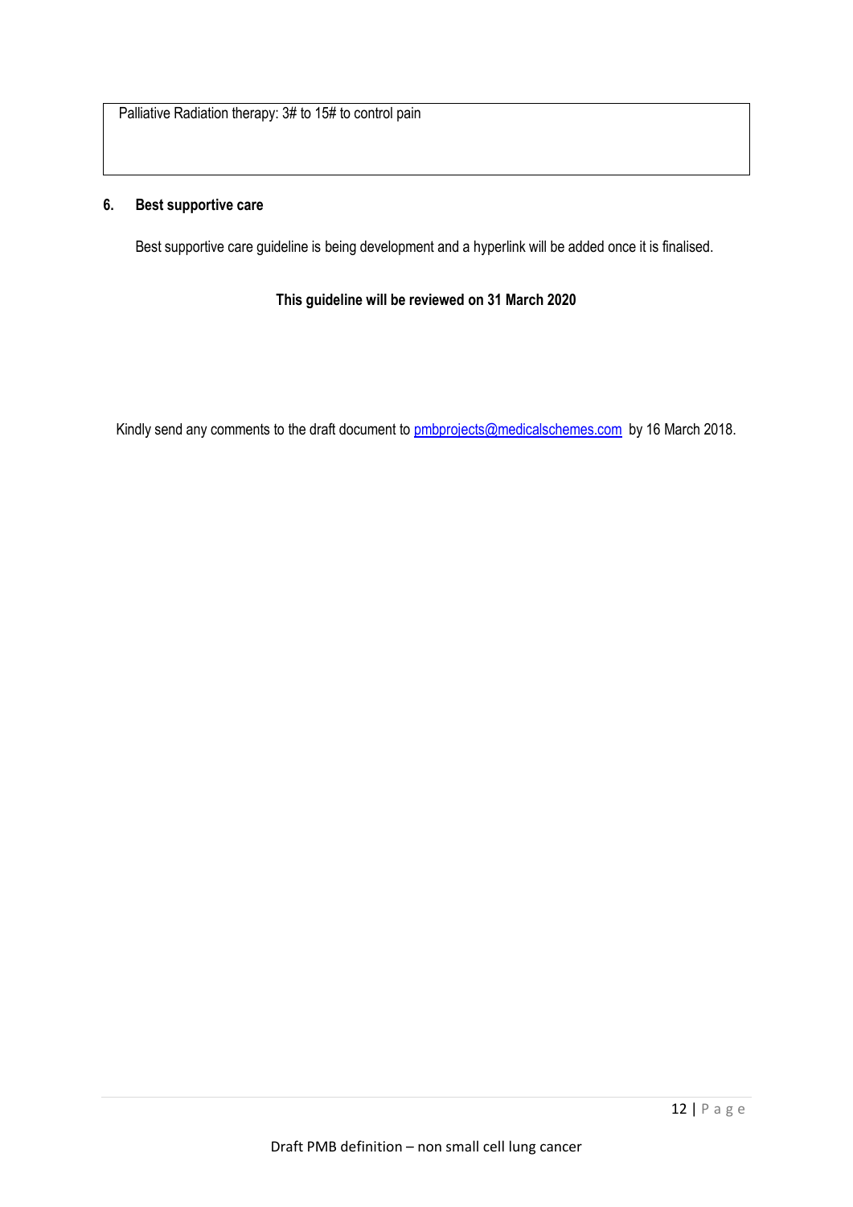| Palliative Radiation therapy: 3# to 15# to control pain |
| --- |

## 6. Best supportive care

Best supportive care guideline is being development and a hyperlink will be added once it is finalised.

**This guideline will be reviewed on 31 March 2020**

Kindly send any comments to the draft document to pmbprojects@medicalschemes.com by 16 March 2018.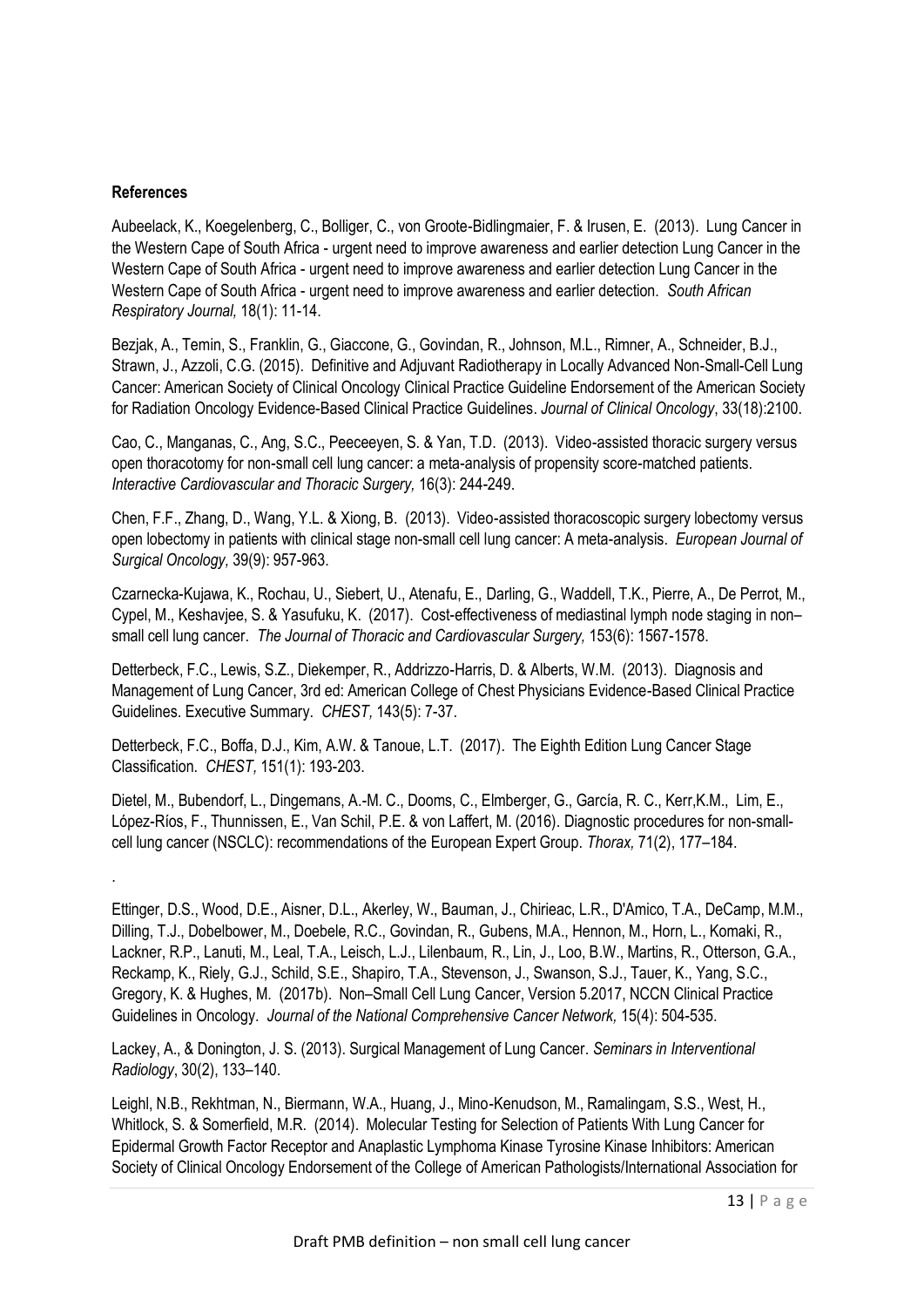**References**

Aubeelack, K., Koegelenberg, C., Bolliger, C., von Groote-Bidlingmaier, F. & Irusen, E. (2013). Lung Cancer in the Western Cape of South Africa - urgent need to improve awareness and earlier detection Lung Cancer in the Western Cape of South Africa - urgent need to improve awareness and earlier detection Lung Cancer in the Western Cape of South Africa - urgent need to improve awareness and earlier detection. *South African Respiratory Journal,* 18(1): 11-14.

Bezjak, A., Temin, S., Franklin, G., Giaccone, G., Govindan, R., Johnson, M.L., Rimner, A., Schneider, B.J., Strawn, J., Azzoli, C.G. (2015). Definitive and Adjuvant Radiotherapy in Locally Advanced Non-Small-Cell Lung Cancer: American Society of Clinical Oncology Clinical Practice Guideline Endorsement of the American Society for Radiation Oncology Evidence-Based Clinical Practice Guidelines. *Journal of Clinical Oncology*, 33(18):2100.

Cao, C., Manganas, C., Ang, S.C., Peeceeyen, S. & Yan, T.D. (2013). Video-assisted thoracic surgery versus open thoracotomy for non-small cell lung cancer: a meta-analysis of propensity score-matched patients. *Interactive Cardiovascular and Thoracic Surgery,* 16(3): 244-249.

Chen, F.F., Zhang, D., Wang, Y.L. & Xiong, B. (2013). Video-assisted thoracoscopic surgery lobectomy versus open lobectomy in patients with clinical stage non-small cell lung cancer: A meta-analysis. *European Journal of Surgical Oncology,* 39(9): 957-963.

Czarnecka-Kujawa, K., Rochau, U., Siebert, U., Atenafu, E., Darling, G., Waddell, T.K., Pierre, A., De Perrot, M., Cypel, M., Keshavjee, S. & Yasufuku, K. (2017). Cost-effectiveness of mediastinal lymph node staging in non–small cell lung cancer. *The Journal of Thoracic and Cardiovascular Surgery,* 153(6): 1567-1578.

Detterbeck, F.C., Lewis, S.Z., Diekemper, R., Addrizzo-Harris, D. & Alberts, W.M. (2013). Diagnosis and Management of Lung Cancer, 3rd ed: American College of Chest Physicians Evidence-Based Clinical Practice Guidelines. Executive Summary. *CHEST,* 143(5): 7-37.

Detterbeck, F.C., Boffa, D.J., Kim, A.W. & Tanoue, L.T. (2017). The Eighth Edition Lung Cancer Stage Classification. *CHEST,* 151(1): 193-203.

Dietel, M., Bubendorf, L., Dingemans, A.-M. C., Dooms, C., Elmberger, G., García, R. C., Kerr,K.M., Lim, E., López-Ríos, F., Thunnissen, E., Van Schil, P.E. & von Laffert, M. (2016). Diagnostic procedures for non-small-cell lung cancer (NSCLC): recommendations of the European Expert Group. *Thorax,* 71(2), 177–184.

.

Ettinger, D.S., Wood, D.E., Aisner, D.L., Akerley, W., Bauman, J., Chirieac, L.R., D'Amico, T.A., DeCamp, M.M., Dilling, T.J., Dobelbower, M., Doebele, R.C., Govindan, R., Gubens, M.A., Hennon, M., Horn, L., Komaki, R., Lackner, R.P., Lanuti, M., Leal, T.A., Leisch, L.J., Lilenbaum, R., Lin, J., Loo, B.W., Martins, R., Otterson, G.A., Reckamp, K., Riely, G.J., Schild, S.E., Shapiro, T.A., Stevenson, J., Swanson, S.J., Tauer, K., Yang, S.C., Gregory, K. & Hughes, M. (2017b). Non–Small Cell Lung Cancer, Version 5.2017, NCCN Clinical Practice Guidelines in Oncology. *Journal of the National Comprehensive Cancer Network,* 15(4): 504-535.

Lackey, A., & Donington, J. S. (2013). Surgical Management of Lung Cancer. *Seminars in Interventional Radiology*, 30(2), 133–140.

Leighl, N.B., Rekhtman, N., Biermann, W.A., Huang, J., Mino-Kenudson, M., Ramalingam, S.S., West, H., Whitlock, S. & Somerfield, M.R. (2014). Molecular Testing for Selection of Patients With Lung Cancer for Epidermal Growth Factor Receptor and Anaplastic Lymphoma Kinase Tyrosine Kinase Inhibitors: American Society of Clinical Oncology Endorsement of the College of American Pathologists/International Association for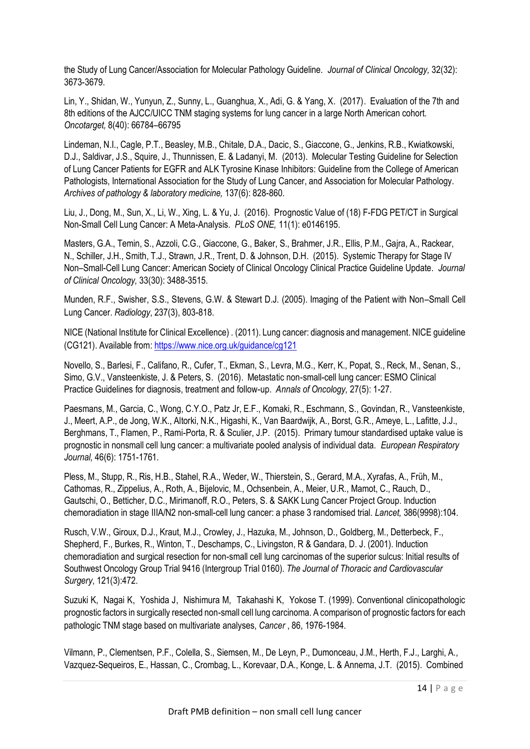the Study of Lung Cancer/Association for Molecular Pathology Guideline. *Journal of Clinical Oncology,* 32(32): 3673-3679.

Lin, Y., Shidan, W., Yunyun, Z., Sunny, L., Guanghua, X., Adi, G. & Yang, X. (2017). Evaluation of the 7th and 8th editions of the AJCC/UICC TNM staging systems for lung cancer in a large North American cohort. *Oncotarget,* 8(40): 66784–66795

Lindeman, N.I., Cagle, P.T., Beasley, M.B., Chitale, D.A., Dacic, S., Giaccone, G., Jenkins, R.B., Kwiatkowski, D.J., Saldivar, J.S., Squire, J., Thunnissen, E. & Ladanyi, M. (2013). Molecular Testing Guideline for Selection of Lung Cancer Patients for EGFR and ALK Tyrosine Kinase Inhibitors: Guideline from the College of American Pathologists, International Association for the Study of Lung Cancer, and Association for Molecular Pathology. *Archives of pathology & laboratory medicine,* 137(6): 828-860.

Liu, J., Dong, M., Sun, X., Li, W., Xing, L. & Yu, J. (2016). Prognostic Value of (18) F-FDG PET/CT in Surgical Non-Small Cell Lung Cancer: A Meta-Analysis. *PLoS ONE,* 11(1): e0146195.

Masters, G.A., Temin, S., Azzoli, C.G., Giaccone, G., Baker, S., Brahmer, J.R., Ellis, P.M., Gajra, A., Rackear, N., Schiller, J.H., Smith, T.J., Strawn, J.R., Trent, D. & Johnson, D.H. (2015). Systemic Therapy for Stage IV Non–Small-Cell Lung Cancer: American Society of Clinical Oncology Clinical Practice Guideline Update. *Journal of Clinical Oncology,* 33(30): 3488-3515.

Munden, R.F., Swisher, S.S., Stevens, G.W. & Stewart D.J. (2005). Imaging of the Patient with Non–Small Cell Lung Cancer. *Radiology*, 237(3), 803-818.

NICE (National Institute for Clinical Excellence) . (2011). Lung cancer: diagnosis and management. NICE guideline (CG121). Available from: https://www.nice.org.uk/guidance/cg121

Novello, S., Barlesi, F., Califano, R., Cufer, T., Ekman, S., Levra, M.G., Kerr, K., Popat, S., Reck, M., Senan, S., Simo, G.V., Vansteenkiste, J. & Peters, S. (2016). Metastatic non-small-cell lung cancer: ESMO Clinical Practice Guidelines for diagnosis, treatment and follow-up. *Annals of Oncology,* 27(5): 1-27.

Paesmans, M., Garcia, C., Wong, C.Y.O., Patz Jr, E.F., Komaki, R., Eschmann, S., Govindan, R., Vansteenkiste, J., Meert, A.P., de Jong, W.K., Altorki, N.K., Higashi, K., Van Baardwijk, A., Borst, G.R., Ameye, L., Lafitte, J.J., Berghmans, T., Flamen, P., Rami-Porta, R. & Sculier, J.P. (2015). Primary tumour standardised uptake value is prognostic in nonsmall cell lung cancer: a multivariate pooled analysis of individual data. *European Respiratory Journal,* 46(6): 1751-1761.

Pless, M., Stupp, R., Ris, H.B., Stahel, R.A., Weder, W., Thierstein, S., Gerard, M.A., Xyrafas, A., Früh, M., Cathomas, R., Zippelius, A., Roth, A., Bijelovic, M., Ochsenbein, A., Meier, U.R., Mamot, C., Rauch, D., Gautschi, O., Betticher, D.C., Mirimanoff, R.O., Peters, S. & SAKK Lung Cancer Project Group. Induction chemoradiation in stage IIIA/N2 non-small-cell lung cancer: a phase 3 randomised trial. *Lancet,* 386(9998):104.

Rusch, V.W., Giroux, D.J., Kraut, M.J., Crowley, J., Hazuka, M., Johnson, D., Goldberg, M., Detterbeck, F., Shepherd, F., Burkes, R., Winton, T., Deschamps, C., Livingston, R & Gandara, D. J. (2001). Induction chemoradiation and surgical resection for non-small cell lung carcinomas of the superior sulcus: Initial results of Southwest Oncology Group Trial 9416 (Intergroup Trial 0160). *The Journal of Thoracic and Cardiovascular Surgery*, 121(3):472.

Suzuki K, Nagai K, Yoshida J, Nishimura M, Takahashi K, Yokose T. (1999). Conventional clinicopathologic prognostic factors in surgically resected non-small cell lung carcinoma. A comparison of prognostic factors for each pathologic TNM stage based on multivariate analyses, *Cancer* , 86, 1976-1984.

Vilmann, P., Clementsen, P.F., Colella, S., Siemsen, M., De Leyn, P., Dumonceau, J.M., Herth, F.J., Larghi, A., Vazquez-Sequeiros, E., Hassan, C., Crombag, L., Korevaar, D.A., Konge, L. & Annema, J.T. (2015). Combined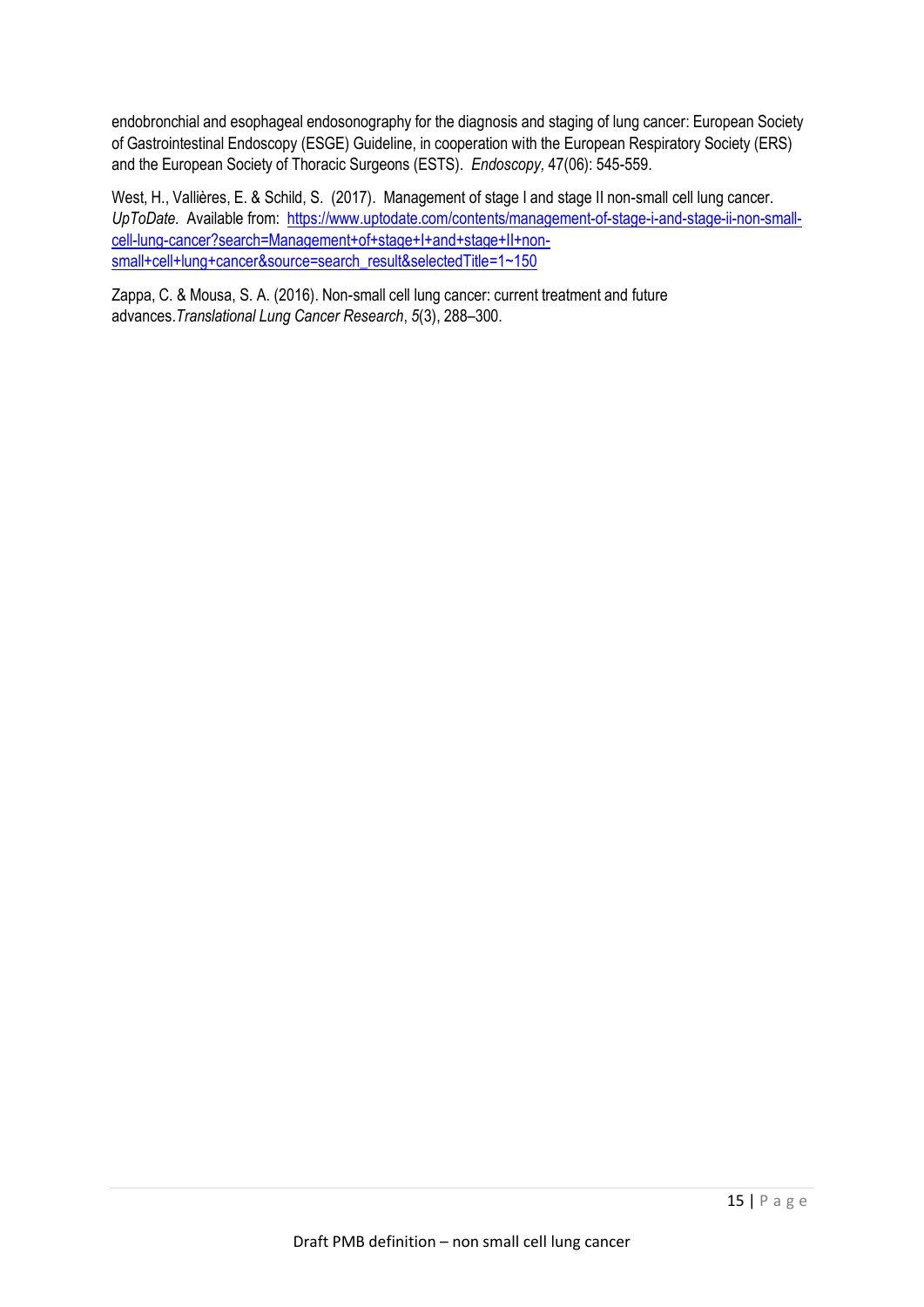endobronchial and esophageal endosonography for the diagnosis and staging of lung cancer: European Society of Gastrointestinal Endoscopy (ESGE) Guideline, in cooperation with the European Respiratory Society (ERS) and the European Society of Thoracic Surgeons (ESTS). *Endoscopy,* 47(06): 545-559.

West, H., Vallières, E. & Schild, S. (2017). Management of stage I and stage II non-small cell lung cancer. *UpToDate.* Available from: [https://www.uptodate.com/contents/management-of-stage-i-and-stage-ii-non-small-cell-lung-cancer?search=Management+of+stage+I+and+stage+II+non-small+cell+lung+cancer&source=search_result&selectedTitle=1~150](https://www.uptodate.com/contents/management-of-stage-i-and-stage-ii-non-small-cell-lung-cancer?search=Management+of+stage+I+and+stage+II+non-small+cell+lung+cancer&source=search_result&selectedTitle=1~150)

Zappa, C. & Mousa, S. A. (2016). Non-small cell lung cancer: current treatment and future advances.*Translational Lung Cancer Research*, *5*(3), 288–300.